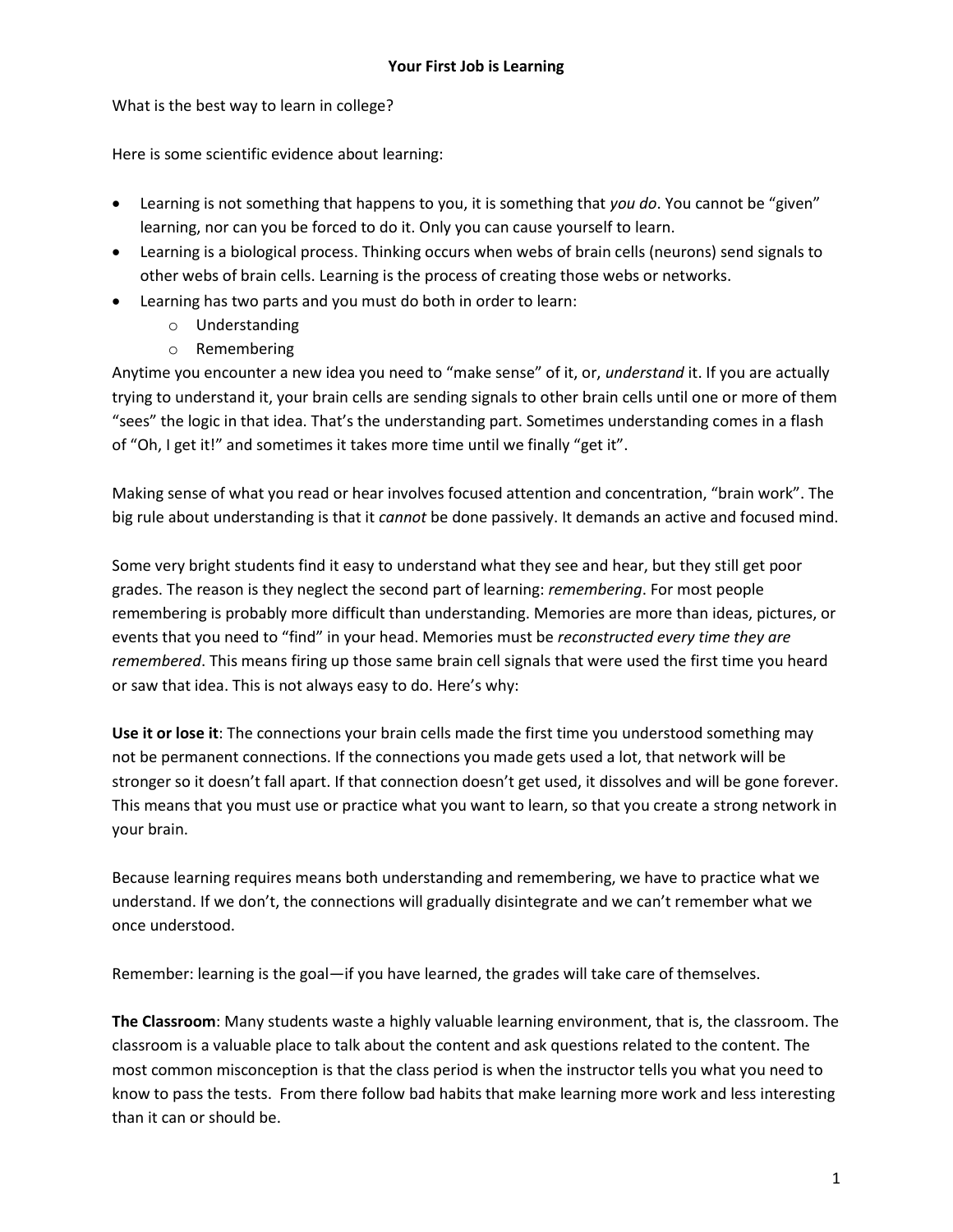# Your First Job is Learning

What is the best way to learn in college?

Here is some scientific evidence about learning:

- Learning is not something that happens to you, it is something that *you do*. You cannot be "given" learning, nor can you be forced to do it. Only you can cause yourself to learn.
- Learning is a biological process. Thinking occurs when webs of brain cells (neurons) send signals to other webs of brain cells. Learning is the process of creating those webs or networks.
- Learning has two parts and you must do both in order to learn:
  - Understanding
  - Remembering

Anytime you encounter a new idea you need to "make sense" of it, or, *understand* it. If you are actually trying to understand it, your brain cells are sending signals to other brain cells until one or more of them "sees" the logic in that idea. That's the understanding part. Sometimes understanding comes in a flash of "Oh, I get it!" and sometimes it takes more time until we finally "get it".

Making sense of what you read or hear involves focused attention and concentration, "brain work". The big rule about understanding is that it *cannot* be done passively. It demands an active and focused mind.

Some very bright students find it easy to understand what they see and hear, but they still get poor grades. The reason is they neglect the second part of learning: *remembering*. For most people remembering is probably more difficult than understanding. Memories are more than ideas, pictures, or events that you need to "find" in your head. Memories must be *reconstructed every time they are remembered*. This means firing up those same brain cell signals that were used the first time you heard or saw that idea. This is not always easy to do. Here's why:

**Use it or lose it**: The connections your brain cells made the first time you understood something may not be permanent connections. If the connections you made gets used a lot, that network will be stronger so it doesn't fall apart. If that connection doesn't get used, it dissolves and will be gone forever. This means that you must use or practice what you want to learn, so that you create a strong network in your brain.

Because learning requires means both understanding and remembering, we have to practice what we understand. If we don't, the connections will gradually disintegrate and we can't remember what we once understood.

Remember: learning is the goal—if you have learned, the grades will take care of themselves.

**The Classroom**: Many students waste a highly valuable learning environment, that is, the classroom. The classroom is a valuable place to talk about the content and ask questions related to the content. The most common misconception is that the class period is when the instructor tells you what you need to know to pass the tests. From there follow bad habits that make learning more work and less interesting than it can or should be.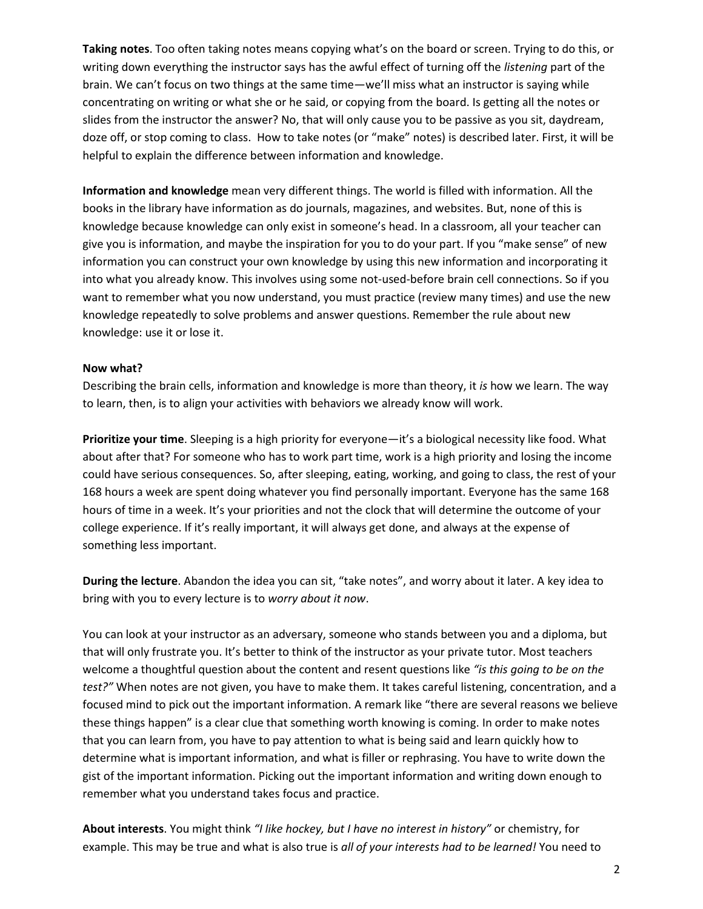**Taking notes**. Too often taking notes means copying what's on the board or screen. Trying to do this, or writing down everything the instructor says has the awful effect of turning off the *listening* part of the brain. We can't focus on two things at the same time—we'll miss what an instructor is saying while concentrating on writing or what she or he said, or copying from the board. Is getting all the notes or slides from the instructor the answer? No, that will only cause you to be passive as you sit, daydream, doze off, or stop coming to class.  How to take notes (or "make" notes) is described later. First, it will be helpful to explain the difference between information and knowledge.

**Information and knowledge** mean very different things. The world is filled with information. All the books in the library have information as do journals, magazines, and websites. But, none of this is knowledge because knowledge can only exist in someone's head. In a classroom, all your teacher can give you is information, and maybe the inspiration for you to do your part. If you "make sense" of new information you can construct your own knowledge by using this new information and incorporating it into what you already know. This involves using some not-used-before brain cell connections. So if you want to remember what you now understand, you must practice (review many times) and use the new knowledge repeatedly to solve problems and answer questions. Remember the rule about new knowledge: use it or lose it.

**Now what?**

Describing the brain cells, information and knowledge is more than theory, it *is* how we learn. The way to learn, then, is to align your activities with behaviors we already know will work.

**Prioritize your time**. Sleeping is a high priority for everyone—it's a biological necessity like food. What about after that? For someone who has to work part time, work is a high priority and losing the income could have serious consequences. So, after sleeping, eating, working, and going to class, the rest of your 168 hours a week are spent doing whatever you find personally important. Everyone has the same 168 hours of time in a week. It's your priorities and not the clock that will determine the outcome of your college experience. If it's really important, it will always get done, and always at the expense of something less important.

**During the lecture**. Abandon the idea you can sit, "take notes", and worry about it later. A key idea to bring with you to every lecture is to *worry about it now*.

You can look at your instructor as an adversary, someone who stands between you and a diploma, but that will only frustrate you. It's better to think of the instructor as your private tutor. Most teachers welcome a thoughtful question about the content and resent questions like *"is this going to be on the test?"* When notes are not given, you have to make them. It takes careful listening, concentration, and a focused mind to pick out the important information. A remark like "there are several reasons we believe these things happen" is a clear clue that something worth knowing is coming. In order to make notes that you can learn from, you have to pay attention to what is being said and learn quickly how to determine what is important information, and what is filler or rephrasing. You have to write down the gist of the important information. Picking out the important information and writing down enough to remember what you understand takes focus and practice.

**About interests**. You might think *"I like hockey, but I have no interest in history"* or chemistry, for example. This may be true and what is also true is *all of your interests had to be learned!* You need to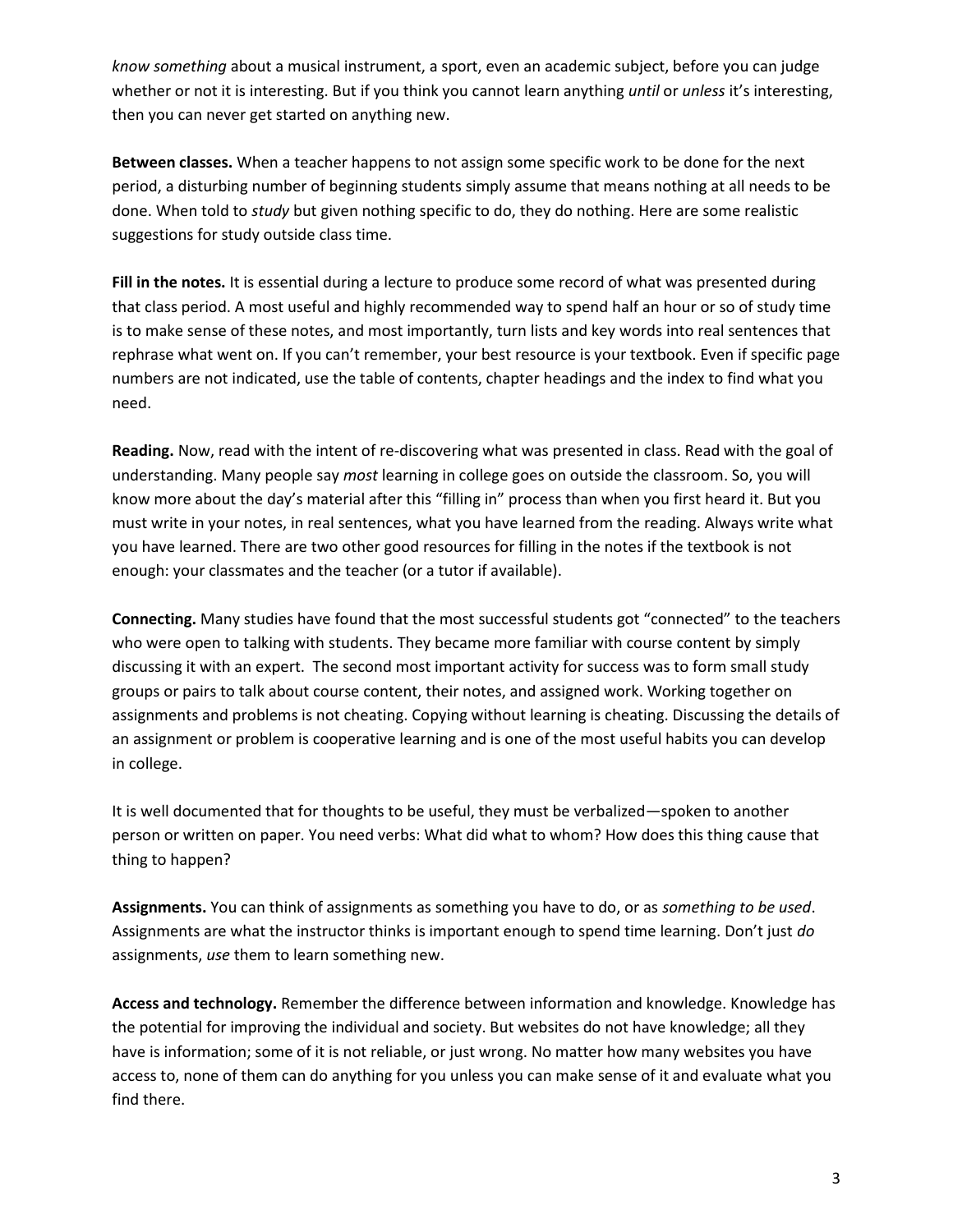*know something* about a musical instrument, a sport, even an academic subject, before you can judge whether or not it is interesting. But if you think you cannot learn anything *until* or *unless* it's interesting, then you can never get started on anything new.

**Between classes.** When a teacher happens to not assign some specific work to be done for the next period, a disturbing number of beginning students simply assume that means nothing at all needs to be done. When told to *study* but given nothing specific to do, they do nothing. Here are some realistic suggestions for study outside class time.

**Fill in the notes.** It is essential during a lecture to produce some record of what was presented during that class period. A most useful and highly recommended way to spend half an hour or so of study time is to make sense of these notes, and most importantly, turn lists and key words into real sentences that rephrase what went on. If you can't remember, your best resource is your textbook. Even if specific page numbers are not indicated, use the table of contents, chapter headings and the index to find what you need.

**Reading.** Now, read with the intent of re-discovering what was presented in class. Read with the goal of understanding. Many people say *most* learning in college goes on outside the classroom. So, you will know more about the day's material after this "filling in" process than when you first heard it. But you must write in your notes, in real sentences, what you have learned from the reading. Always write what you have learned. There are two other good resources for filling in the notes if the textbook is not enough: your classmates and the teacher (or a tutor if available).

**Connecting.** Many studies have found that the most successful students got "connected" to the teachers who were open to talking with students. They became more familiar with course content by simply discussing it with an expert. The second most important activity for success was to form small study groups or pairs to talk about course content, their notes, and assigned work. Working together on assignments and problems is not cheating. Copying without learning is cheating. Discussing the details of an assignment or problem is cooperative learning and is one of the most useful habits you can develop in college.

It is well documented that for thoughts to be useful, they must be verbalized—spoken to another person or written on paper. You need verbs: What did what to whom? How does this thing cause that thing to happen?

**Assignments.** You can think of assignments as something you have to do, or as *something to be used*. Assignments are what the instructor thinks is important enough to spend time learning. Don't just *do* assignments, *use* them to learn something new.

**Access and technology.** Remember the difference between information and knowledge. Knowledge has the potential for improving the individual and society. But websites do not have knowledge; all they have is information; some of it is not reliable, or just wrong. No matter how many websites you have access to, none of them can do anything for you unless you can make sense of it and evaluate what you find there.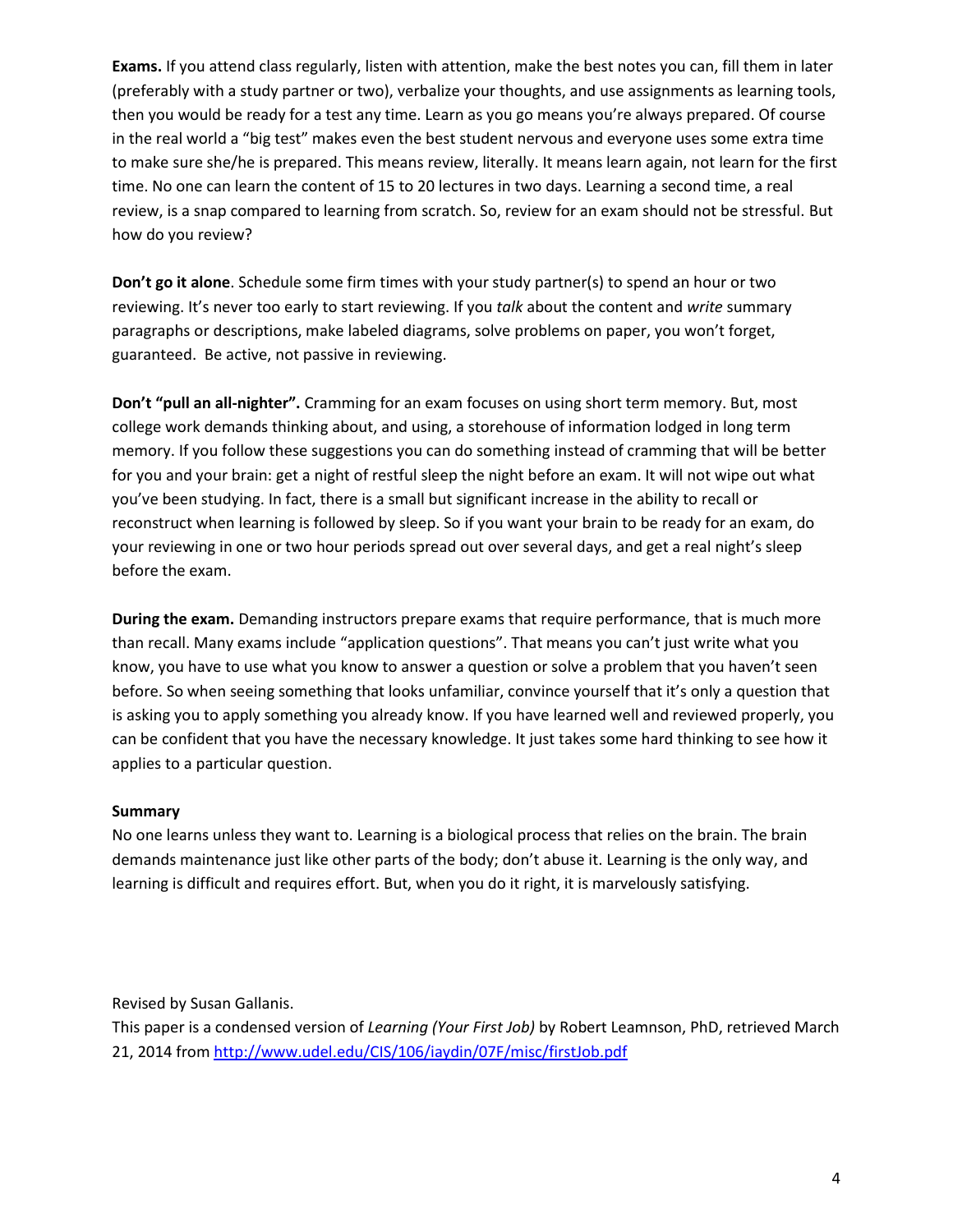**Exams.** If you attend class regularly, listen with attention, make the best notes you can, fill them in later (preferably with a study partner or two), verbalize your thoughts, and use assignments as learning tools, then you would be ready for a test any time. Learn as you go means you're always prepared. Of course in the real world a "big test" makes even the best student nervous and everyone uses some extra time to make sure she/he is prepared. This means review, literally. It means learn again, not learn for the first time. No one can learn the content of 15 to 20 lectures in two days. Learning a second time, a real review, is a snap compared to learning from scratch. So, review for an exam should not be stressful. But how do you review?

**Don't go it alone**. Schedule some firm times with your study partner(s) to spend an hour or two reviewing. It's never too early to start reviewing. If you *talk* about the content and *write* summary paragraphs or descriptions, make labeled diagrams, solve problems on paper, you won't forget, guaranteed. Be active, not passive in reviewing.

**Don't "pull an all-nighter".** Cramming for an exam focuses on using short term memory. But, most college work demands thinking about, and using, a storehouse of information lodged in long term memory. If you follow these suggestions you can do something instead of cramming that will be better for you and your brain: get a night of restful sleep the night before an exam. It will not wipe out what you've been studying. In fact, there is a small but significant increase in the ability to recall or reconstruct when learning is followed by sleep. So if you want your brain to be ready for an exam, do your reviewing in one or two hour periods spread out over several days, and get a real night's sleep before the exam.

**During the exam.** Demanding instructors prepare exams that require performance, that is much more than recall. Many exams include "application questions". That means you can't just write what you know, you have to use what you know to answer a question or solve a problem that you haven't seen before. So when seeing something that looks unfamiliar, convince yourself that it's only a question that is asking you to apply something you already know. If you have learned well and reviewed properly, you can be confident that you have the necessary knowledge. It just takes some hard thinking to see how it applies to a particular question.

**Summary**

No one learns unless they want to. Learning is a biological process that relies on the brain. The brain demands maintenance just like other parts of the body; don't abuse it. Learning is the only way, and learning is difficult and requires effort. But, when you do it right, it is marvelously satisfying.

Revised by Susan Gallanis.

This paper is a condensed version of *Learning (Your First Job)* by Robert Leamnson, PhD, retrieved March 21, 2014 from http://www.udel.edu/CIS/106/iaydin/07F/misc/firstJob.pdf